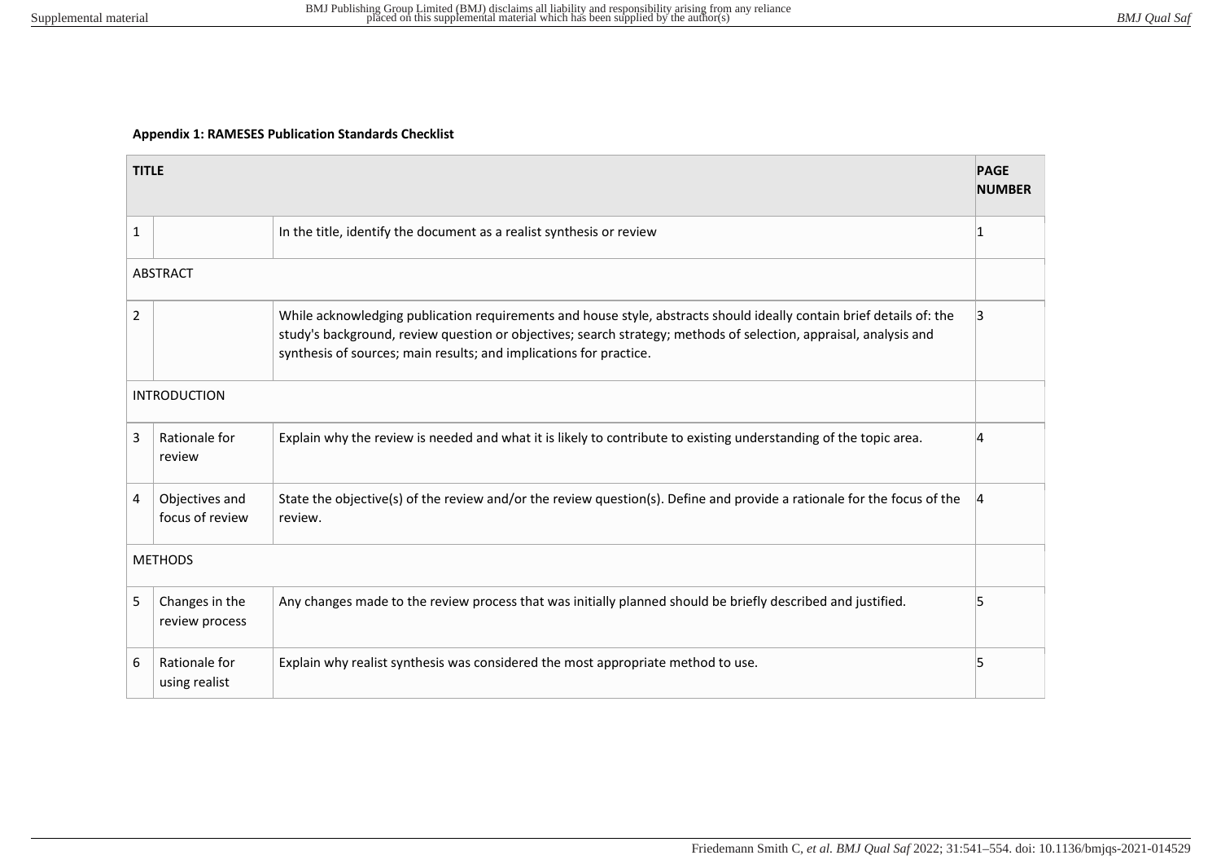**Appendix 1: RAMESES Publication Standards Checklist**

| **TITLE** | | | **PAGE NUMBER** |
|---|---|---|---|
| 1 | | In the title, identify the document as a realist synthesis or review | 1 |
| ABSTRACT | | | |
| 2 | | While acknowledging publication requirements and house style, abstracts should ideally contain brief details of: the study's background, review question or objectives; search strategy; methods of selection, appraisal, analysis and synthesis of sources; main results; and implications for practice. | 3 |
| INTRODUCTION | | | |
| 3 | Rationale for review | Explain why the review is needed and what it is likely to contribute to existing understanding of the topic area. | 4 |
| 4 | Objectives and focus of review | State the objective(s) of the review and/or the review question(s). Define and provide a rationale for the focus of the review. | 4 |
| METHODS | | | |
| 5 | Changes in the review process | Any changes made to the review process that was initially planned should be briefly described and justified. | 5 |
| 6 | Rationale for using realist | Explain why realist synthesis was considered the most appropriate method to use. | 5 |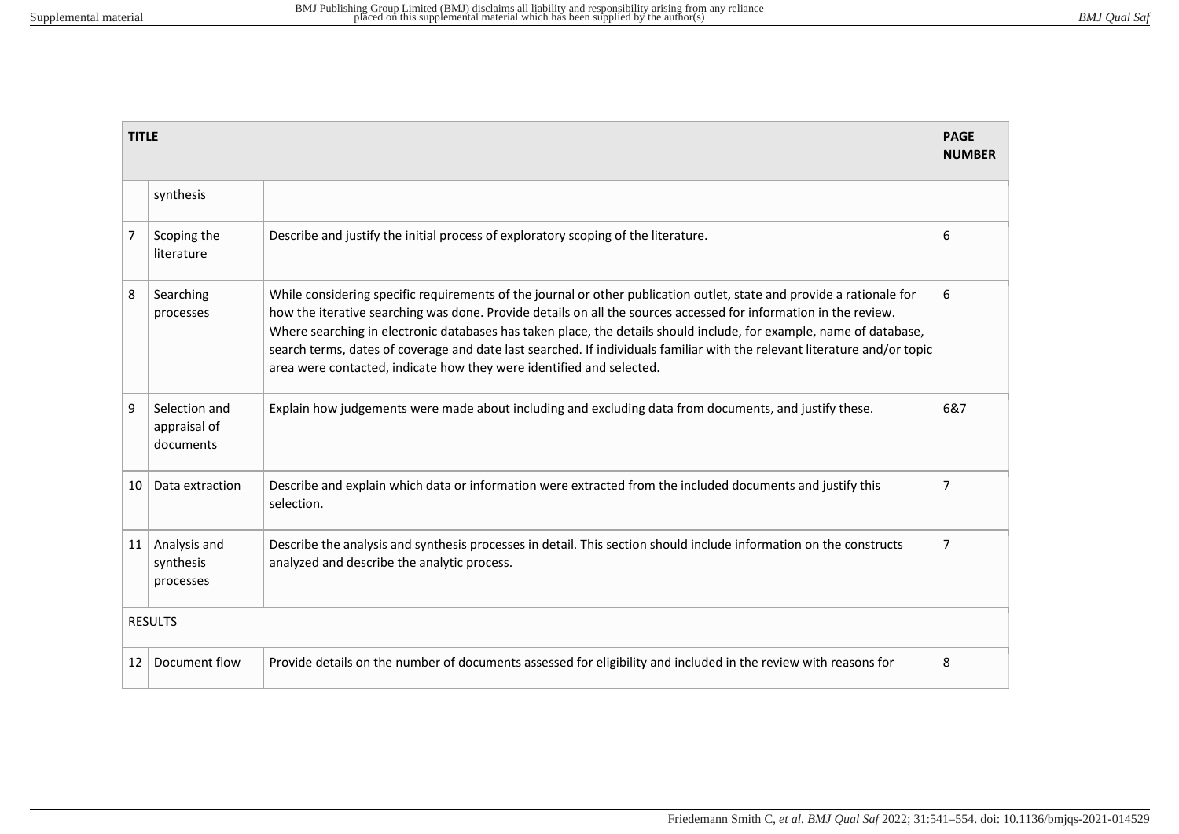| TITLE | | | PAGE NUMBER |
|---|---|---|---|
| | synthesis | | |
| 7 | Scoping the literature | Describe and justify the initial process of exploratory scoping of the literature. | 6 |
| 8 | Searching processes | While considering specific requirements of the journal or other publication outlet, state and provide a rationale for how the iterative searching was done. Provide details on all the sources accessed for information in the review. Where searching in electronic databases has taken place, the details should include, for example, name of database, search terms, dates of coverage and date last searched. If individuals familiar with the relevant literature and/or topic area were contacted, indicate how they were identified and selected. | 6 |
| 9 | Selection and appraisal of documents | Explain how judgements were made about including and excluding data from documents, and justify these. | 6&7 |
| 10 | Data extraction | Describe and explain which data or information were extracted from the included documents and justify this selection. | 7 |
| 11 | Analysis and synthesis processes | Describe the analysis and synthesis processes in detail. This section should include information on the constructs analyzed and describe the analytic process. | 7 |
| RESULTS | | | |
| 12 | Document flow | Provide details on the number of documents assessed for eligibility and included in the review with reasons for | 8 |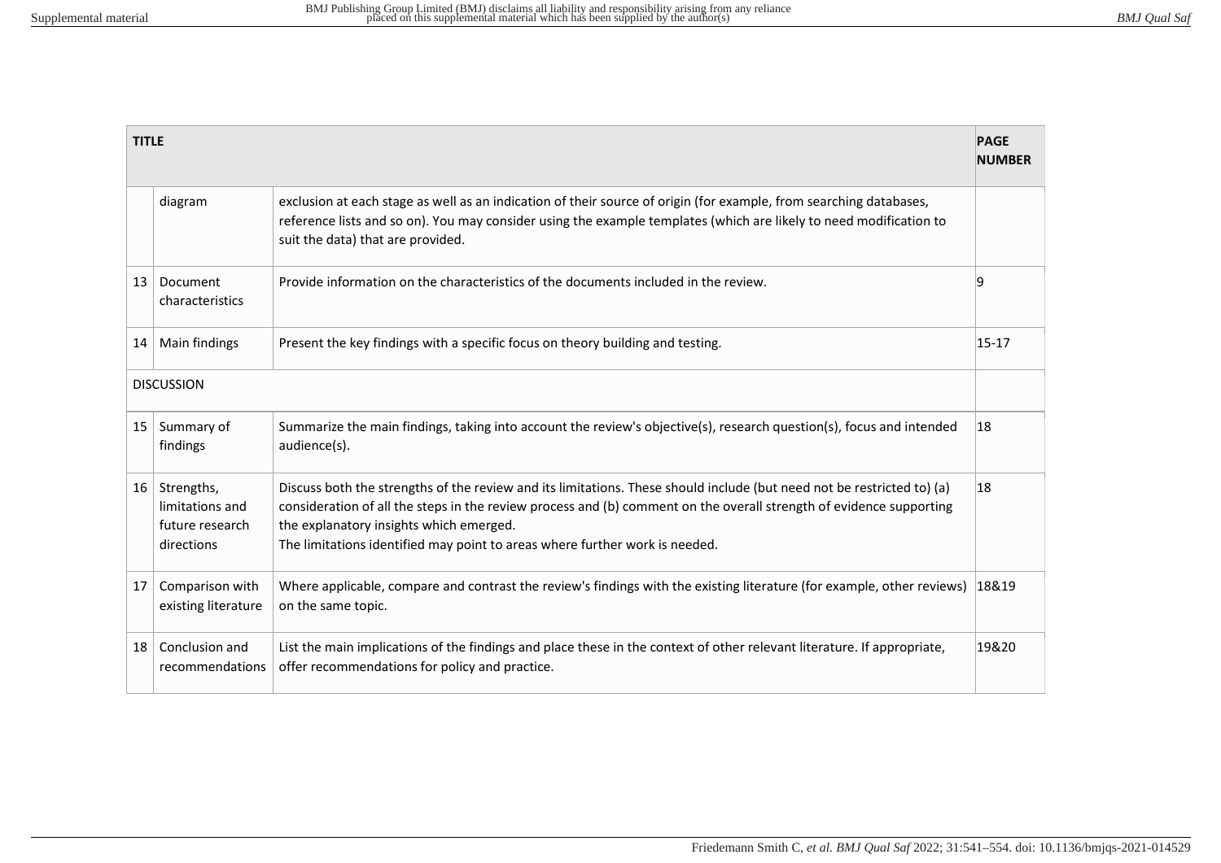| TITLE | | | PAGE NUMBER |
|---|---|---|---|
| | diagram | exclusion at each stage as well as an indication of their source of origin (for example, from searching databases, reference lists and so on). You may consider using the example templates (which are likely to need modification to suit the data) that are provided. | |
| 13 | Document characteristics | Provide information on the characteristics of the documents included in the review. | 9 |
| 14 | Main findings | Present the key findings with a specific focus on theory building and testing. | 15-17 |
| DISCUSSION | | | |
| 15 | Summary of findings | Summarize the main findings, taking into account the review's objective(s), research question(s), focus and intended audience(s). | 18 |
| 16 | Strengths, limitations and future research directions | Discuss both the strengths of the review and its limitations. These should include (but need not be restricted to) (a) consideration of all the steps in the review process and (b) comment on the overall strength of evidence supporting the explanatory insights which emerged. The limitations identified may point to areas where further work is needed. | 18 |
| 17 | Comparison with existing literature | Where applicable, compare and contrast the review's findings with the existing literature (for example, other reviews) on the same topic. | 18&19 |
| 18 | Conclusion and recommendations | List the main implications of the findings and place these in the context of other relevant literature. If appropriate, offer recommendations for policy and practice. | 19&20 |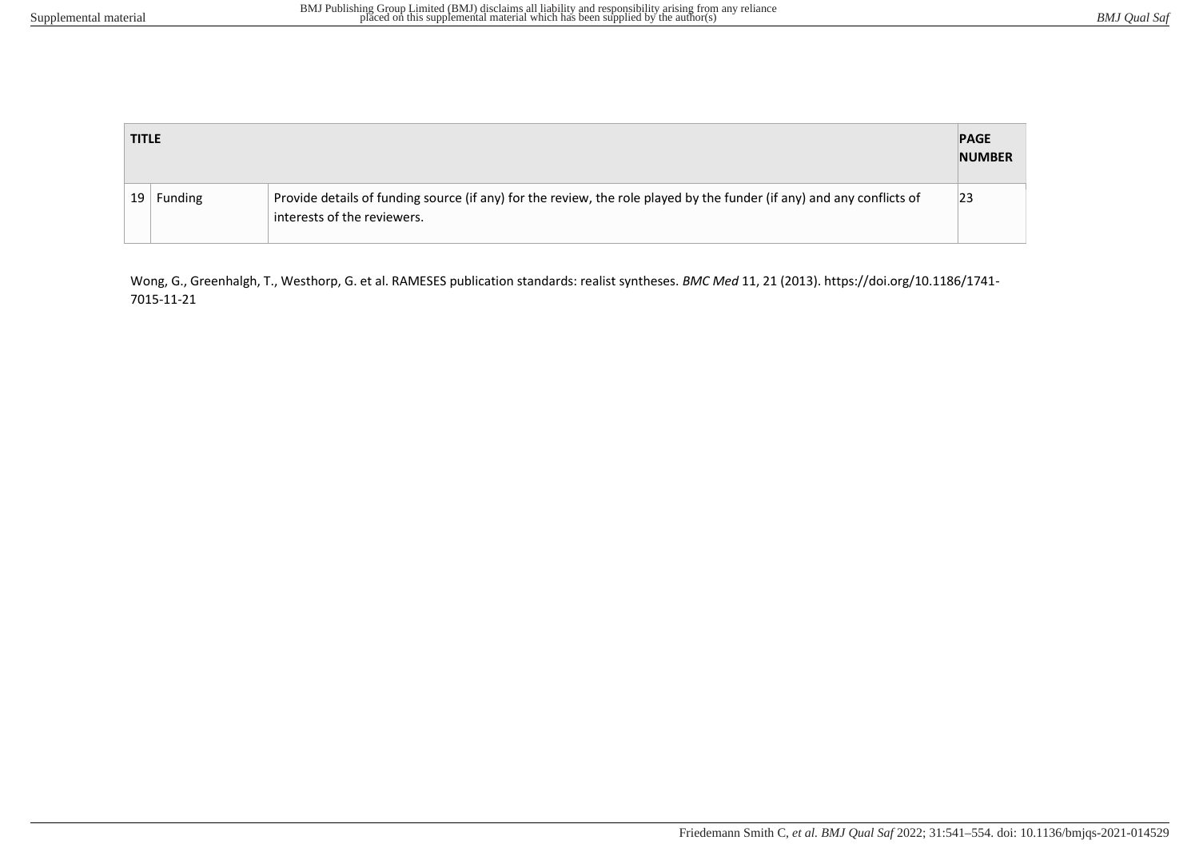| TITLE | | | PAGE NUMBER |
|---|---|---|---|
| 19 | Funding | Provide details of funding source (if any) for the review, the role played by the funder (if any) and any conflicts of interests of the reviewers. | 23 |

Wong, G., Greenhalgh, T., Westhorp, G. et al. RAMESES publication standards: realist syntheses. *BMC Med* 11, 21 (2013). https://doi.org/10.1186/1741-7015-11-21